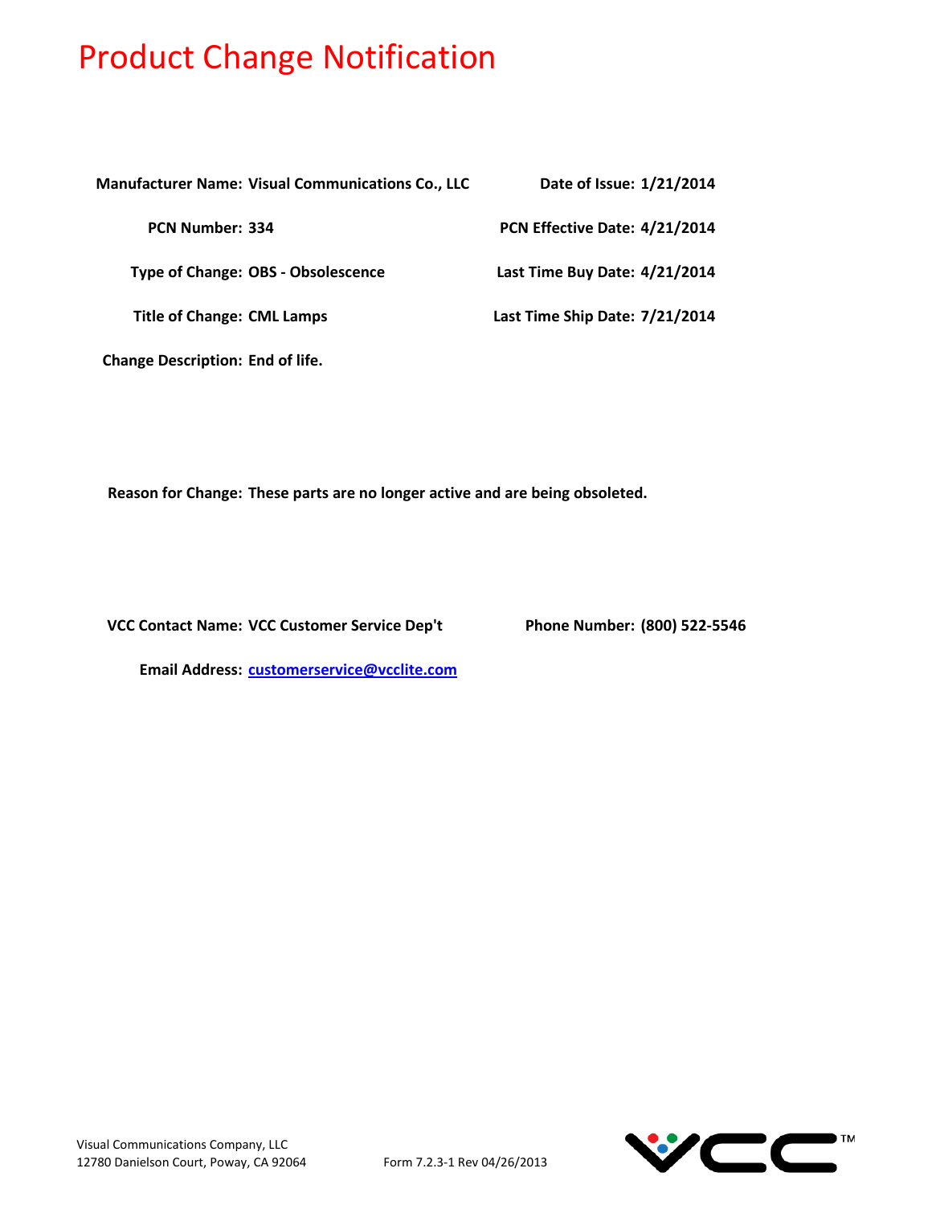# Product Change Notification

**Manufacturer Name:** Visual Communications Co., LLC

**Date of Issue:** 1/21/2014

**PCN Number:** 334

**PCN Effective Date:** 4/21/2014

**Type of Change:** OBS - Obsolescence

**Last Time Buy Date:** 4/21/2014

**Title of Change:** CML Lamps

**Last Time Ship Date:** 7/21/2014

**Change Description:** End of life.

**Reason for Change:** These parts are no longer active and are being obsoleted.

**VCC Contact Name:** VCC Customer Service Dep't

**Phone Number:** (800) 522-5546

**Email Address:** customerservice@vcclite.com

Visual Communications Company, LLC
12780 Danielson Court, Poway, CA 92064

Form 7.2.3-1 Rev 04/26/2013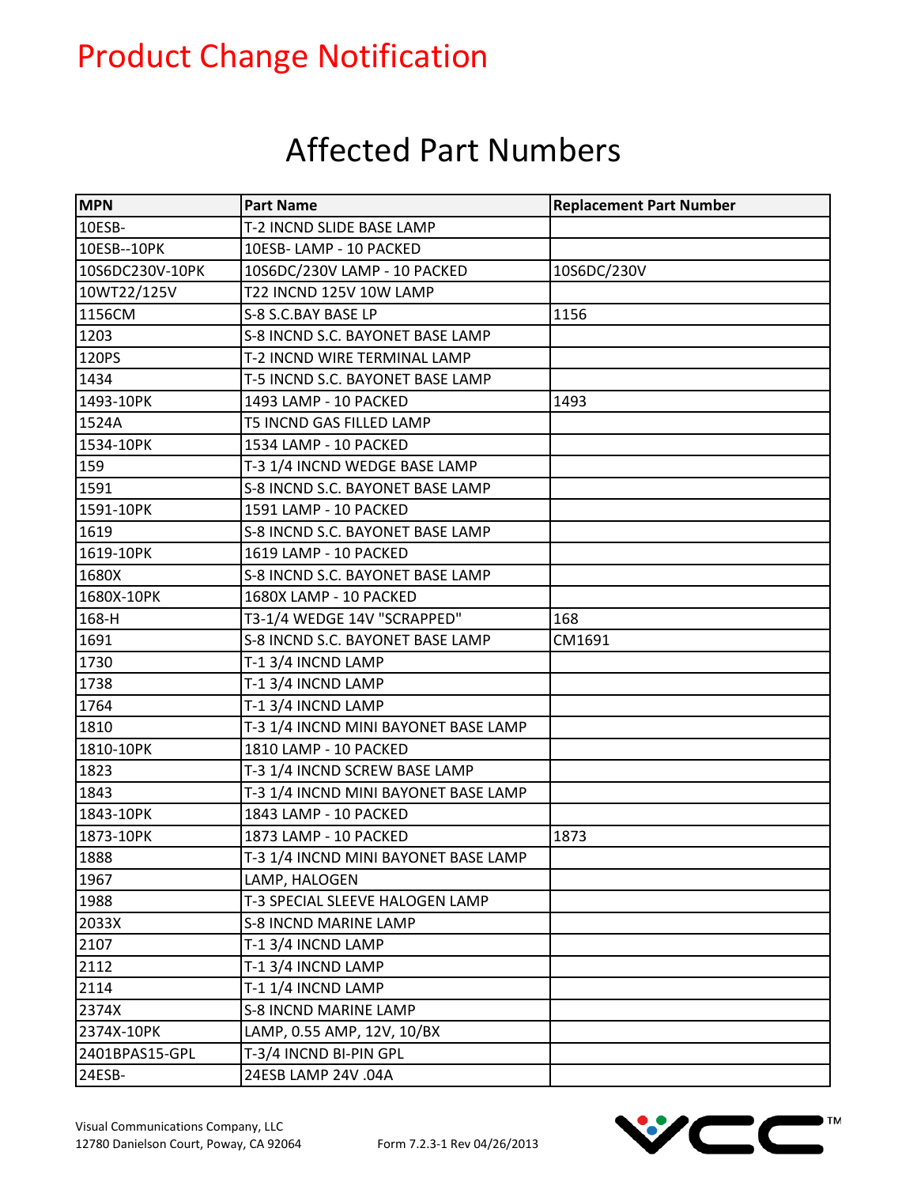# Product Change Notification

## Affected Part Numbers

| MPN | Part Name | Replacement Part Number |
|---|---|---|
| 10ESB- | T-2 INCND SLIDE BASE LAMP | |
| 10ESB--10PK | 10ESB- LAMP - 10 PACKED | |
| 10S6DC230V-10PK | 10S6DC/230V LAMP - 10 PACKED | 10S6DC/230V |
| 10WT22/125V | T22 INCND 125V 10W LAMP | |
| 1156CM | S-8 S.C.BAY BASE LP | 1156 |
| 1203 | S-8 INCND S.C. BAYONET BASE LAMP | |
| 120PS | T-2 INCND WIRE TERMINAL LAMP | |
| 1434 | T-5 INCND S.C. BAYONET BASE LAMP | |
| 1493-10PK | 1493 LAMP - 10 PACKED | 1493 |
| 1524A | T5 INCND GAS FILLED LAMP | |
| 1534-10PK | 1534 LAMP - 10 PACKED | |
| 159 | T-3 1/4 INCND WEDGE BASE LAMP | |
| 1591 | S-8 INCND S.C. BAYONET BASE LAMP | |
| 1591-10PK | 1591 LAMP - 10 PACKED | |
| 1619 | S-8 INCND S.C. BAYONET BASE LAMP | |
| 1619-10PK | 1619 LAMP - 10 PACKED | |
| 1680X | S-8 INCND S.C. BAYONET BASE LAMP | |
| 1680X-10PK | 1680X LAMP - 10 PACKED | |
| 168-H | T3-1/4 WEDGE 14V "SCRAPPED" | 168 |
| 1691 | S-8 INCND S.C. BAYONET BASE LAMP | CM1691 |
| 1730 | T-1 3/4 INCND LAMP | |
| 1738 | T-1 3/4 INCND LAMP | |
| 1764 | T-1 3/4 INCND LAMP | |
| 1810 | T-3 1/4 INCND MINI BAYONET BASE LAMP | |
| 1810-10PK | 1810 LAMP - 10 PACKED | |
| 1823 | T-3 1/4 INCND SCREW BASE LAMP | |
| 1843 | T-3 1/4 INCND MINI BAYONET BASE LAMP | |
| 1843-10PK | 1843 LAMP - 10 PACKED | |
| 1873-10PK | 1873 LAMP - 10 PACKED | 1873 |
| 1888 | T-3 1/4 INCND MINI BAYONET BASE LAMP | |
| 1967 | LAMP, HALOGEN | |
| 1988 | T-3 SPECIAL SLEEVE HALOGEN LAMP | |
| 2033X | S-8 INCND MARINE LAMP | |
| 2107 | T-1 3/4 INCND LAMP | |
| 2112 | T-1 3/4 INCND LAMP | |
| 2114 | T-1 1/4 INCND LAMP | |
| 2374X | S-8 INCND MARINE LAMP | |
| 2374X-10PK | LAMP, 0.55 AMP, 12V, 10/BX | |
| 2401BPAS15-GPL | T-3/4 INCND BI-PIN GPL | |
| 24ESB- | 24ESB LAMP 24V .04A | |

Visual Communications Company, LLC
12780 Danielson Court, Poway, CA 92064

Form 7.2.3-1 Rev 04/26/2013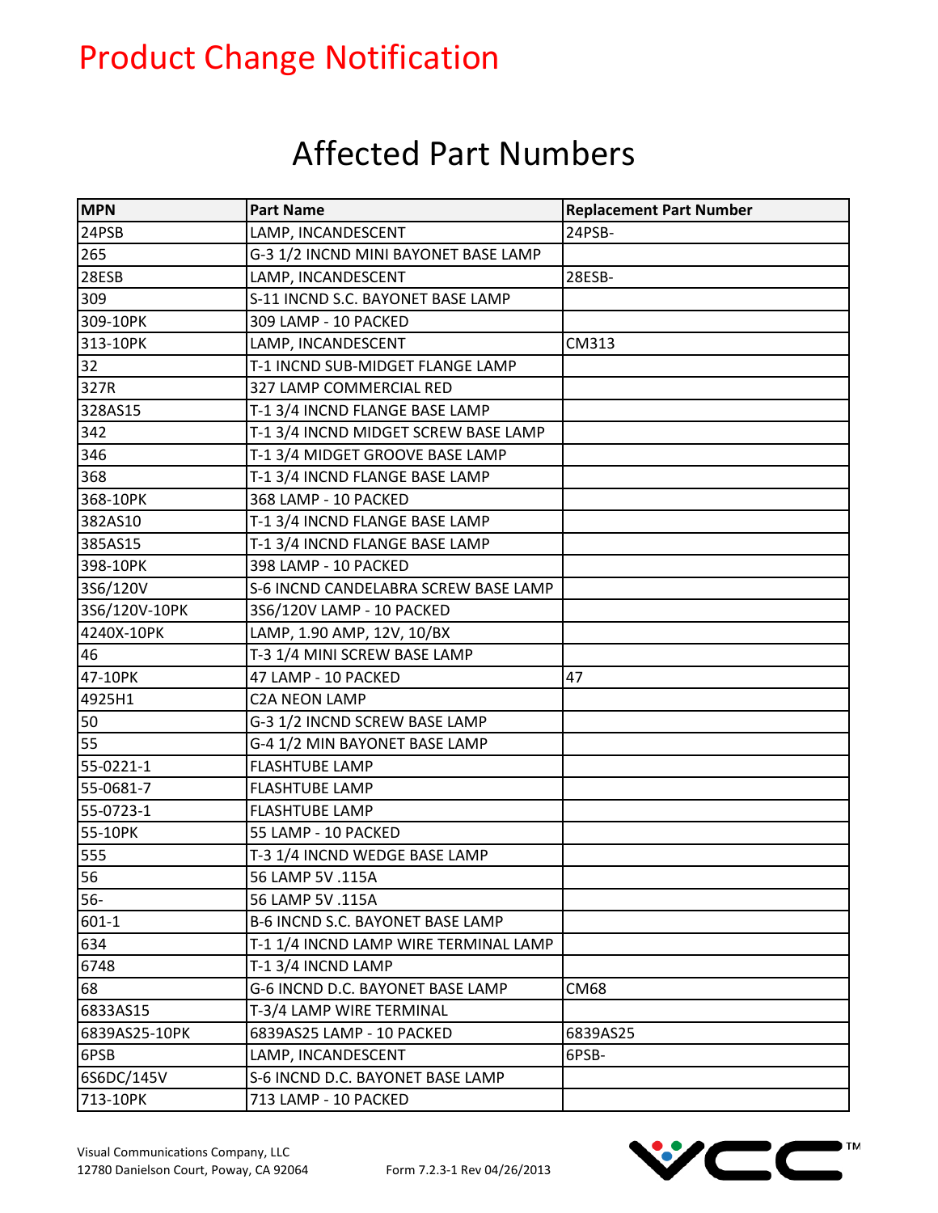# Product Change Notification

## Affected Part Numbers

| MPN | Part Name | Replacement Part Number |
|---|---|---|
| 24PSB | LAMP, INCANDESCENT | 24PSB- |
| 265 | G-3 1/2 INCND MINI BAYONET BASE LAMP | |
| 28ESB | LAMP, INCANDESCENT | 28ESB- |
| 309 | S-11 INCND S.C. BAYONET BASE LAMP | |
| 309-10PK | 309 LAMP - 10 PACKED | |
| 313-10PK | LAMP, INCANDESCENT | CM313 |
| 32 | T-1 INCND SUB-MIDGET FLANGE LAMP | |
| 327R | 327 LAMP COMMERCIAL RED | |
| 328AS15 | T-1 3/4 INCND FLANGE BASE LAMP | |
| 342 | T-1 3/4 INCND MIDGET SCREW BASE LAMP | |
| 346 | T-1 3/4 MIDGET GROOVE BASE LAMP | |
| 368 | T-1 3/4 INCND FLANGE BASE LAMP | |
| 368-10PK | 368 LAMP - 10 PACKED | |
| 382AS10 | T-1 3/4 INCND FLANGE BASE LAMP | |
| 385AS15 | T-1 3/4 INCND FLANGE BASE LAMP | |
| 398-10PK | 398 LAMP - 10 PACKED | |
| 3S6/120V | S-6 INCND CANDELABRA SCREW BASE LAMP | |
| 3S6/120V-10PK | 3S6/120V LAMP - 10 PACKED | |
| 4240X-10PK | LAMP, 1.90 AMP, 12V, 10/BX | |
| 46 | T-3 1/4 MINI SCREW BASE LAMP | |
| 47-10PK | 47 LAMP - 10 PACKED | 47 |
| 4925H1 | C2A NEON LAMP | |
| 50 | G-3 1/2 INCND SCREW BASE LAMP | |
| 55 | G-4 1/2 MIN BAYONET BASE LAMP | |
| 55-0221-1 | FLASHTUBE LAMP | |
| 55-0681-7 | FLASHTUBE LAMP | |
| 55-0723-1 | FLASHTUBE LAMP | |
| 55-10PK | 55 LAMP - 10 PACKED | |
| 555 | T-3 1/4 INCND WEDGE BASE LAMP | |
| 56 | 56 LAMP 5V .115A | |
| 56- | 56 LAMP 5V .115A | |
| 601-1 | B-6 INCND S.C. BAYONET BASE LAMP | |
| 634 | T-1 1/4 INCND LAMP WIRE TERMINAL LAMP | |
| 6748 | T-1 3/4 INCND LAMP | |
| 68 | G-6 INCND D.C. BAYONET BASE LAMP | CM68 |
| 6833AS15 | T-3/4 LAMP WIRE TERMINAL | |
| 6839AS25-10PK | 6839AS25 LAMP - 10 PACKED | 6839AS25 |
| 6PSB | LAMP, INCANDESCENT | 6PSB- |
| 6S6DC/145V | S-6 INCND D.C. BAYONET BASE LAMP | |
| 713-10PK | 713 LAMP - 10 PACKED | |

Visual Communications Company, LLC
12780 Danielson Court, Poway, CA 92064

Form 7.2.3-1 Rev 04/26/2013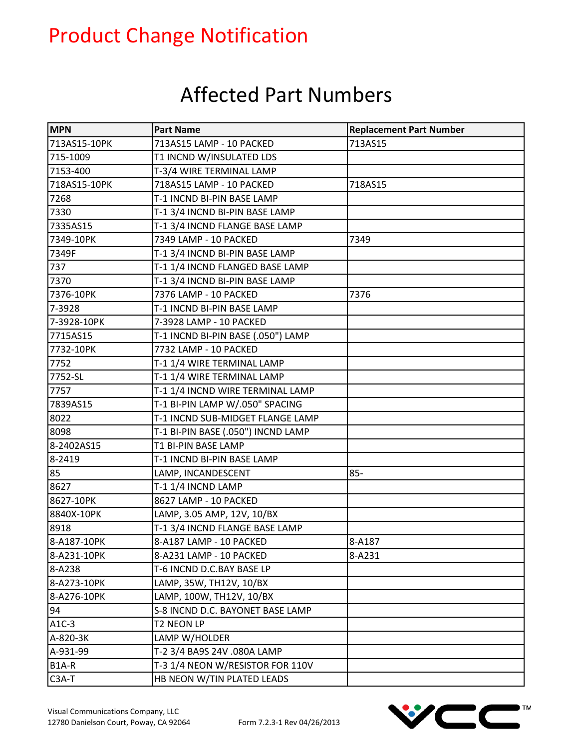# Product Change Notification

## Affected Part Numbers

| MPN | Part Name | Replacement Part Number |
|---|---|---|
| 713AS15-10PK | 713AS15 LAMP - 10 PACKED | 713AS15 |
| 715-1009 | T1 INCND W/INSULATED LDS | |
| 7153-400 | T-3/4 WIRE TERMINAL LAMP | |
| 718AS15-10PK | 718AS15 LAMP - 10 PACKED | 718AS15 |
| 7268 | T-1 INCND BI-PIN BASE LAMP | |
| 7330 | T-1 3/4 INCND BI-PIN BASE LAMP | |
| 7335AS15 | T-1 3/4 INCND FLANGE BASE LAMP | |
| 7349-10PK | 7349 LAMP - 10 PACKED | 7349 |
| 7349F | T-1 3/4 INCND BI-PIN BASE LAMP | |
| 737 | T-1 1/4 INCND FLANGED BASE LAMP | |
| 7370 | T-1 3/4 INCND BI-PIN BASE LAMP | |
| 7376-10PK | 7376 LAMP - 10 PACKED | 7376 |
| 7-3928 | T-1 INCND BI-PIN BASE LAMP | |
| 7-3928-10PK | 7-3928 LAMP - 10 PACKED | |
| 7715AS15 | T-1 INCND BI-PIN BASE (.050") LAMP | |
| 7732-10PK | 7732 LAMP - 10 PACKED | |
| 7752 | T-1 1/4 WIRE TERMINAL LAMP | |
| 7752-SL | T-1 1/4 WIRE TERMINAL LAMP | |
| 7757 | T-1 1/4 INCND WIRE TERMINAL LAMP | |
| 7839AS15 | T-1 BI-PIN LAMP W/.050" SPACING | |
| 8022 | T-1 INCND SUB-MIDGET FLANGE LAMP | |
| 8098 | T-1 BI-PIN BASE (.050") INCND LAMP | |
| 8-2402AS15 | T1 BI-PIN BASE LAMP | |
| 8-2419 | T-1 INCND BI-PIN BASE LAMP | |
| 85 | LAMP, INCANDESCENT | 85- |
| 8627 | T-1 1/4 INCND LAMP | |
| 8627-10PK | 8627 LAMP - 10 PACKED | |
| 8840X-10PK | LAMP, 3.05 AMP, 12V, 10/BX | |
| 8918 | T-1 3/4 INCND FLANGE BASE LAMP | |
| 8-A187-10PK | 8-A187 LAMP - 10 PACKED | 8-A187 |
| 8-A231-10PK | 8-A231 LAMP - 10 PACKED | 8-A231 |
| 8-A238 | T-6 INCND D.C.BAY BASE LP | |
| 8-A273-10PK | LAMP, 35W, TH12V, 10/BX | |
| 8-A276-10PK | LAMP, 100W, TH12V, 10/BX | |
| 94 | S-8 INCND D.C. BAYONET BASE LAMP | |
| A1C-3 | T2 NEON LP | |
| A-820-3K | LAMP W/HOLDER | |
| A-931-99 | T-2 3/4 BA9S 24V .080A LAMP | |
| B1A-R | T-3 1/4 NEON W/RESISTOR FOR 110V | |
| C3A-T | HB NEON W/TIN PLATED LEADS | |

Visual Communications Company, LLC
12780 Danielson Court, Poway, CA 92064

Form 7.2.3-1 Rev 04/26/2013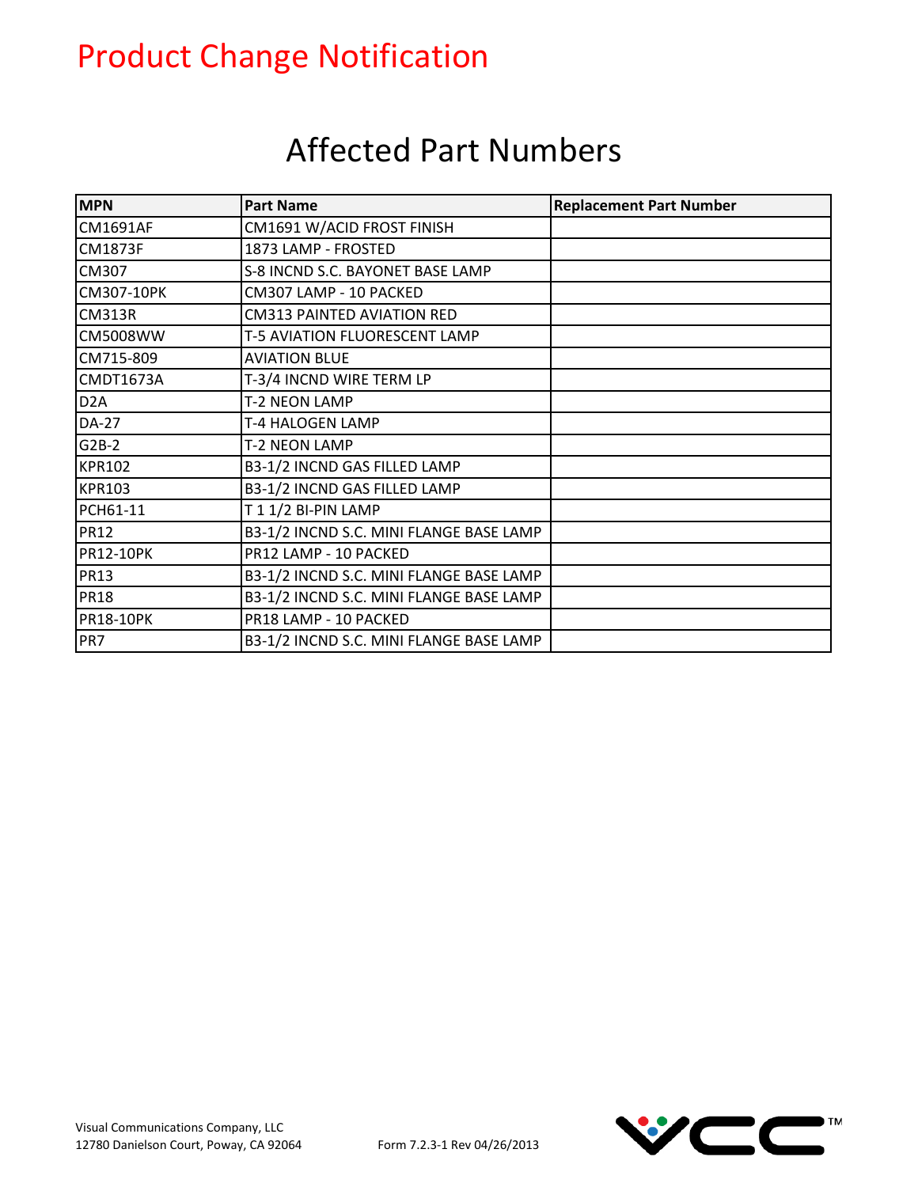# Product Change Notification

## Affected Part Numbers

| MPN | Part Name | Replacement Part Number |
|---|---|---|
| CM1691AF | CM1691 W/ACID FROST FINISH | |
| CM1873F | 1873 LAMP - FROSTED | |
| CM307 | S-8 INCND S.C. BAYONET BASE LAMP | |
| CM307-10PK | CM307 LAMP - 10 PACKED | |
| CM313R | CM313 PAINTED AVIATION RED | |
| CM5008WW | T-5 AVIATION FLUORESCENT LAMP | |
| CM715-809 | AVIATION BLUE | |
| CMDT1673A | T-3/4 INCND WIRE TERM LP | |
| D2A | T-2 NEON LAMP | |
| DA-27 | T-4 HALOGEN LAMP | |
| G2B-2 | T-2 NEON LAMP | |
| KPR102 | B3-1/2 INCND GAS FILLED LAMP | |
| KPR103 | B3-1/2 INCND GAS FILLED LAMP | |
| PCH61-11 | T 1 1/2 BI-PIN LAMP | |
| PR12 | B3-1/2 INCND S.C. MINI FLANGE BASE LAMP | |
| PR12-10PK | PR12 LAMP - 10 PACKED | |
| PR13 | B3-1/2 INCND S.C. MINI FLANGE BASE LAMP | |
| PR18 | B3-1/2 INCND S.C. MINI FLANGE BASE LAMP | |
| PR18-10PK | PR18 LAMP - 10 PACKED | |
| PR7 | B3-1/2 INCND S.C. MINI FLANGE BASE LAMP | |

Visual Communications Company, LLC
12780 Danielson Court, Poway, CA 92064

Form 7.2.3-1 Rev 04/26/2013